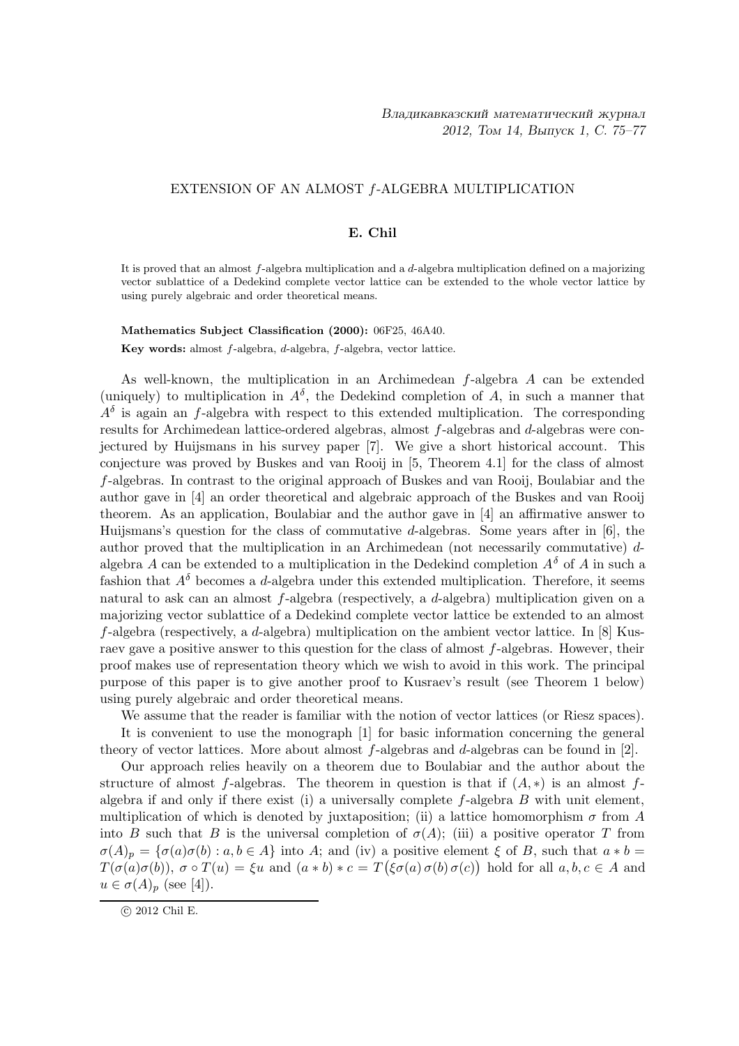# EXTENSION OF AN ALMOST $f$-ALGEBRA MULTIPLICATION

**E. Chil**

It is proved that an almost $f$-algebra multiplication and a $d$-algebra multiplication defined on a majorizing vector sublattice of a Dedekind complete vector lattice can be extended to the whole vector lattice by using purely algebraic and order theoretical means.

**Mathematics Subject Classification (2000):** 06F25, 46A40.

**Key words:** almost $f$-algebra, $d$-algebra, $f$-algebra, vector lattice.

As well-known, the multiplication in an Archimedean $f$-algebra $A$ can be extended (uniquely) to multiplication in $A^\delta$, the Dedekind completion of $A$, in such a manner that $A^\delta$ is again an $f$-algebra with respect to this extended multiplication. The corresponding results for Archimedean lattice-ordered algebras, almost $f$-algebras and $d$-algebras were conjectured by Huijsmans in his survey paper [7]. We give a short historical account. This conjecture was proved by Buskes and van Rooij in [5, Theorem 4.1] for the class of almost $f$-algebras. In contrast to the original approach of Buskes and van Rooij, Boulabiar and the author gave in [4] an order theoretical and algebraic approach of the Buskes and van Rooij theorem. As an application, Boulabiar and the author gave in [4] an affirmative answer to Huijsmans's question for the class of commutative $d$-algebras. Some years after in [6], the author proved that the multiplication in an Archimedean (not necessarily commutative) $d$-algebra $A$ can be extended to a multiplication in the Dedekind completion $A^\delta$ of $A$ in such a fashion that $A^\delta$ becomes a $d$-algebra under this extended multiplication. Therefore, it seems natural to ask can an almost $f$-algebra (respectively, a $d$-algebra) multiplication given on a majorizing vector sublattice of a Dedekind complete vector lattice be extended to an almost $f$-algebra (respectively, a $d$-algebra) multiplication on the ambient vector lattice. In [8] Kusraev gave a positive answer to this question for the class of almost $f$-algebras. However, their proof makes use of representation theory which we wish to avoid in this work. The principal purpose of this paper is to give another proof to Kusraev's result (see Theorem 1 below) using purely algebraic and order theoretical means.

We assume that the reader is familiar with the notion of vector lattices (or Riesz spaces).

It is convenient to use the monograph [1] for basic information concerning the general theory of vector lattices. More about almost $f$-algebras and $d$-algebras can be found in [2].

Our approach relies heavily on a theorem due to Boulabiar and the author about the structure of almost $f$-algebras. The theorem in question is that if $(A, *)$ is an almost $f$-algebra if and only if there exist (i) a universally complete $f$-algebra $B$ with unit element, multiplication of which is denoted by juxtaposition; (ii) a lattice homomorphism $\sigma$ from $A$ into $B$ such that $B$ is the universal completion of $\sigma(A)$; (iii) a positive operator $T$ from $\sigma(A)_p = \{\sigma(a)\sigma(b) : a, b \in A\}$ into $A$; and (iv) a positive element $\xi$ of $B$, such that $a * b = T(\sigma(a)\sigma(b))$, $\sigma \circ T(u) = \xi u$ and $(a * b) * c = T\big(\xi\sigma(a)\,\sigma(b)\,\sigma(c)\big)$ hold for all $a, b, c \in A$ and $u \in \sigma(A)_p$ (see [4]).

© 2012 Chil E.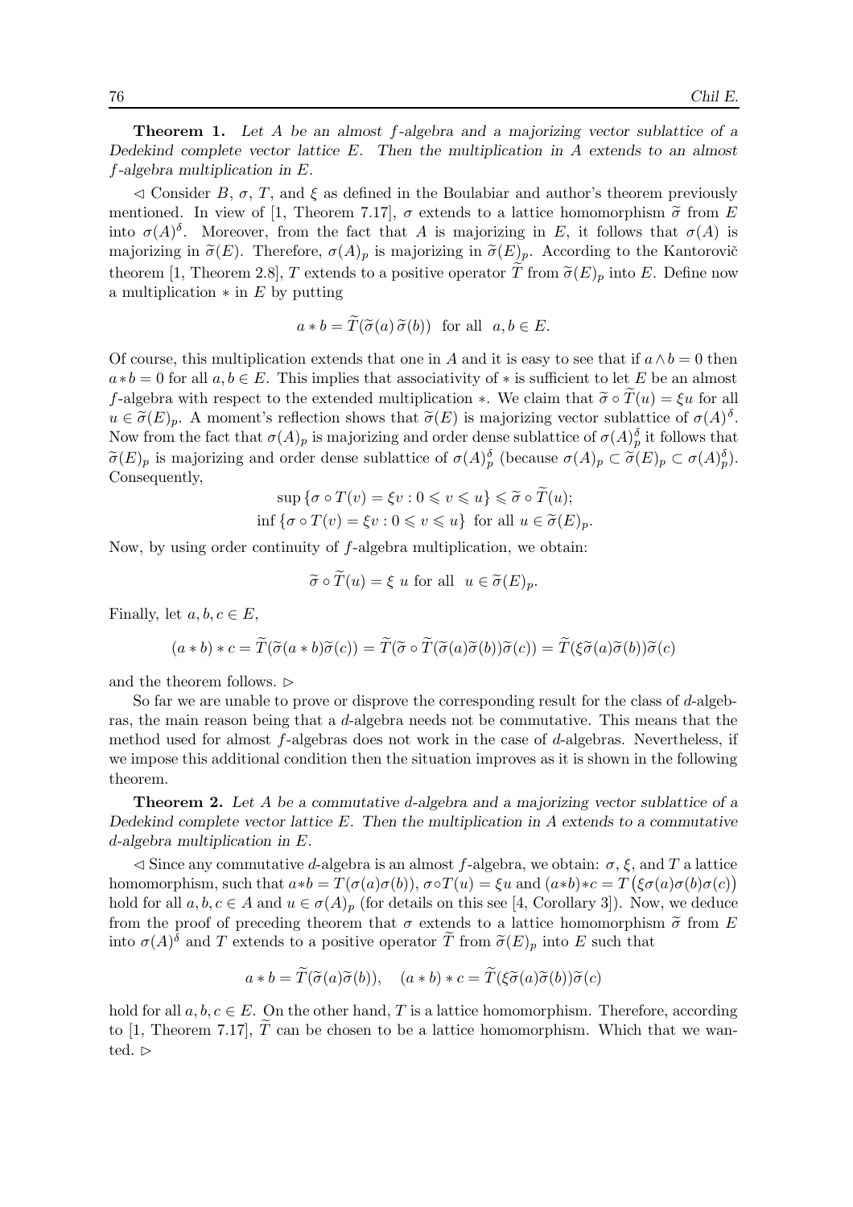**Theorem 1.** *Let $A$ be an almost $f$-algebra and a majorizing vector sublattice of a Dedekind complete vector lattice $E$. Then the multiplication in $A$ extends to an almost $f$-algebra multiplication in $E$.*

$\lhd$ Consider $B$, $\sigma$, $T$, and $\xi$ as defined in the Boulabiar and author's theorem previously mentioned. In view of [1, Theorem 7.17], $\sigma$ extends to a lattice homomorphism $\widetilde{\sigma}$ from $E$ into $\sigma(A)^{\delta}$. Moreover, from the fact that $A$ is majorizing in $E$, it follows that $\sigma(A)$ is majorizing in $\widetilde{\sigma}(E)$. Therefore, $\sigma(A)_p$ is majorizing in $\widetilde{\sigma}(E)_p$. According to the Kantorovič theorem [1, Theorem 2.8], $T$ extends to a positive operator $\widetilde{T}$ from $\widetilde{\sigma}(E)_p$ into $E$. Define now a multiplication $*$ in $E$ by putting

$$a * b = \widetilde{T}(\widetilde{\sigma}(a)\,\widetilde{\sigma}(b)) \quad \text{for all} \quad a, b \in E.$$

Of course, this multiplication extends that one in $A$ and it is easy to see that if $a \wedge b = 0$ then $a * b = 0$ for all $a, b \in E$. This implies that associativity of $*$ is sufficient to let $E$ be an almost $f$-algebra with respect to the extended multiplication $*$. We claim that $\widetilde{\sigma} \circ \widetilde{T}(u) = \xi u$ for all $u \in \widetilde{\sigma}(E)_p$. A moment's reflection shows that $\widetilde{\sigma}(E)$ is majorizing vector sublattice of $\sigma(A)^{\delta}$. Now from the fact that $\sigma(A)_p$ is majorizing and order dense sublattice of $\sigma(A)^{\delta}_p$ it follows that $\widetilde{\sigma}(E)_p$ is majorizing and order dense sublattice of $\sigma(A)^{\delta}_p$ (because $\sigma(A)_p \subset \widetilde{\sigma}(E)_p \subset \sigma(A)^{\delta}_p$). Consequently,

$$\sup\{\sigma \circ T(v) = \xi v : 0 \leqslant v \leqslant u\} \leqslant \widetilde{\sigma} \circ \widetilde{T}(u);$$
$$\inf\{\sigma \circ T(v) = \xi v : 0 \leqslant v \leqslant u\} \ \text{for all} \ u \in \widetilde{\sigma}(E)_p.$$

Now, by using order continuity of $f$-algebra multiplication, we obtain:

$$\widetilde{\sigma} \circ \widetilde{T}(u) = \xi \ u \ \text{for all} \ \ u \in \widetilde{\sigma}(E)_p.$$

Finally, let $a, b, c \in E$,

$$(a * b) * c = \widetilde{T}(\widetilde{\sigma}(a * b)\widetilde{\sigma}(c)) = \widetilde{T}(\widetilde{\sigma} \circ \widetilde{T}(\widetilde{\sigma}(a)\widetilde{\sigma}(b))\widetilde{\sigma}(c)) = \widetilde{T}(\xi\widetilde{\sigma}(a)\widetilde{\sigma}(b))\widetilde{\sigma}(c)$$

and the theorem follows. $\rhd$

So far we are unable to prove or disprove the corresponding result for the class of $d$-algebras, the main reason being that a $d$-algebra needs not be commutative. This means that the method used for almost $f$-algebras does not work in the case of $d$-algebras. Nevertheless, if we impose this additional condition then the situation improves as it is shown in the following theorem.

**Theorem 2.** *Let $A$ be a commutative $d$-algebra and a majorizing vector sublattice of a Dedekind complete vector lattice $E$. Then the multiplication in $A$ extends to a commutative $d$-algebra multiplication in $E$.*

$\lhd$ Since any commutative $d$-algebra is an almost $f$-algebra, we obtain: $\sigma$, $\xi$, and $T$ a lattice homomorphism, such that $a*b = T(\sigma(a)\sigma(b))$, $\sigma \circ T(u) = \xi u$ and $(a*b)*c = T\big(\xi\sigma(a)\sigma(b)\sigma(c)\big)$ hold for all $a, b, c \in A$ and $u \in \sigma(A)_p$ (for details on this see [4, Corollary 3]). Now, we deduce from the proof of preceding theorem that $\sigma$ extends to a lattice homomorphism $\widetilde{\sigma}$ from $E$ into $\sigma(A)^{\delta}$ and $T$ extends to a positive operator $\widetilde{T}$ from $\widetilde{\sigma}(E)_p$ into $E$ such that

$$a * b = \widetilde{T}(\widetilde{\sigma}(a)\widetilde{\sigma}(b)), \quad (a * b) * c = \widetilde{T}(\xi\widetilde{\sigma}(a)\widetilde{\sigma}(b))\widetilde{\sigma}(c)$$

hold for all $a, b, c \in E$. On the other hand, $T$ is a lattice homomorphism. Therefore, according to [1, Theorem 7.17], $\widetilde{T}$ can be chosen to be a lattice homomorphism. Which that we wanted. $\rhd$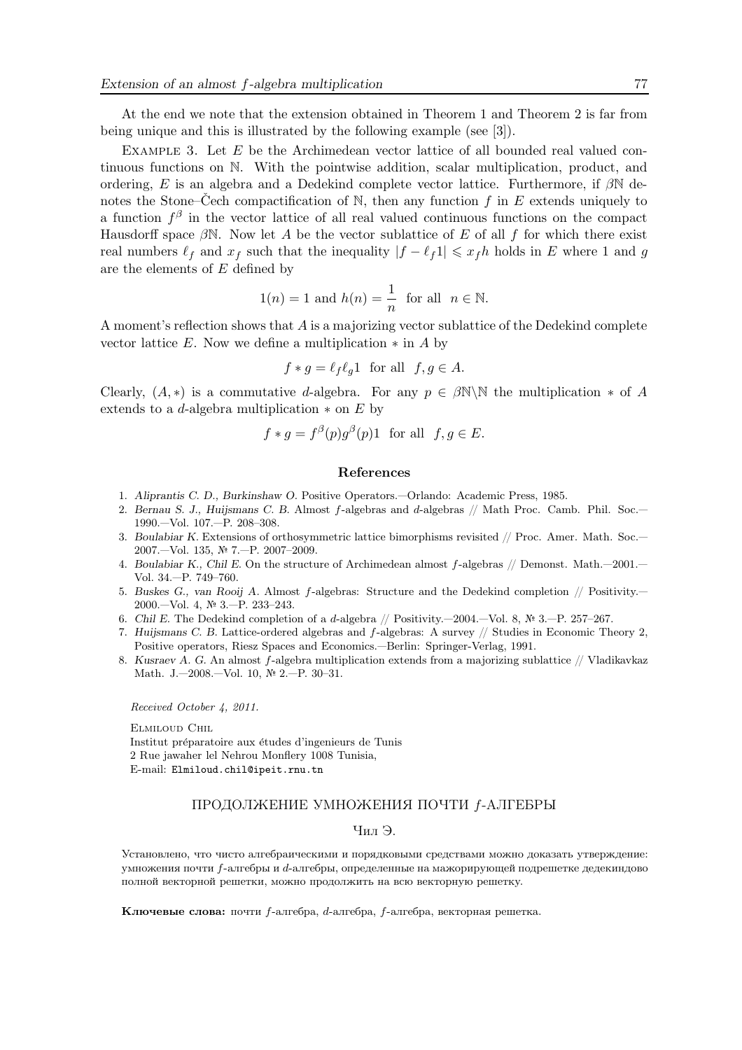At the end we note that the extension obtained in Theorem 1 and Theorem 2 is far from being unique and this is illustrated by the following example (see [3]).

Example 3. Let $E$ be the Archimedean vector lattice of all bounded real valued continuous functions on $\mathbb{N}$. With the pointwise addition, scalar multiplication, product, and ordering, $E$ is an algebra and a Dedekind complete vector lattice. Furthermore, if $\beta\mathbb{N}$ denotes the Stone–Čech compactification of $\mathbb{N}$, then any function $f$ in $E$ extends uniquely to a function $f^{\beta}$ in the vector lattice of all real valued continuous functions on the compact Hausdorff space $\beta\mathbb{N}$. Now let $A$ be the vector sublattice of $E$ of all $f$ for which there exist real numbers $\ell_f$ and $x_f$ such that the inequality $|f - \ell_f 1| \leqslant x_f h$ holds in $E$ where 1 and $g$ are the elements of $E$ defined by

$$1(n) = 1 \text{ and } h(n) = \frac{1}{n} \text{ for all } n \in \mathbb{N}.$$

A moment's reflection shows that $A$ is a majorizing vector sublattice of the Dedekind complete vector lattice $E$. Now we define a multiplication $*$ in $A$ by

$$f * g = \ell_f \ell_g 1 \text{ for all } f, g \in A.$$

Clearly, $(A, *)$ is a commutative $d$-algebra. For any $p \in \beta\mathbb{N}\backslash\mathbb{N}$ the multiplication $*$ of $A$ extends to a $d$-algebra multiplication $*$ on $E$ by

$$f * g = f^{\beta}(p) g^{\beta}(p) 1 \text{ for all } f, g \in E.$$

## References

1. *Aliprantis C. D., Burkinshaw O.* Positive Operators.—Orlando: Academic Press, 1985.
2. *Bernau S. J., Huijsmans C. B.* Almost $f$-algebras and $d$-algebras // Math Proc. Camb. Phil. Soc.—1990.—Vol. 107.—P. 208–308.
3. *Boulabiar K.* Extensions of orthosymmetric lattice bimorphisms revisited // Proc. Amer. Math. Soc.—2007.—Vol. 135, № 7.—P. 2007–2009.
4. *Boulabiar K., Chil E.* On the structure of Archimedean almost $f$-algebras // Demonst. Math.—2001.—Vol. 34.—P. 749–760.
5. *Buskes G., van Rooij A.* Almost $f$-algebras: Structure and the Dedekind completion // Positivity.—2000.—Vol. 4, № 3.—P. 233–243.
6. *Chil E.* The Dedekind completion of a $d$-algebra // Positivity.—2004.—Vol. 8, № 3.—P. 257–267.
7. *Huijsmans C. B.* Lattice-ordered algebras and $f$-algebras: A survey // Studies in Economic Theory 2, Positive operators, Riesz Spaces and Economics.—Berlin: Springer-Verlag, 1991.
8. *Kusraev A. G.* An almost $f$-algebra multiplication extends from a majorizing sublattice // Vladikavkaz Math. J.—2008.—Vol. 10, № 2.—P. 30–31.

*Received October 4, 2011.*

Elmiloud Chil
Institut préparatoire aux études d'ingenieurs de Tunis
2 Rue jawaher lel Nehrou Monflery 1008 Tunisia,
E-mail: Elmiloud.chil@ipeit.rnu.tn

## ПРОДОЛЖЕНИЕ УМНОЖЕНИЯ ПОЧТИ $f$-АЛГЕБРЫ

Чил Э.

Установлено, что чисто алгебраическими и порядковыми средствами можно доказать утверждение: умножения почти $f$-алгебры и $d$-алгебры, определенные на мажорирующей подрешетке дедекиндово полной векторной решетки, можно продолжить на всю векторную решетку.

**Ключевые слова:** почти $f$-алгебра, $d$-алгебра, $f$-алгебра, векторная решетка.